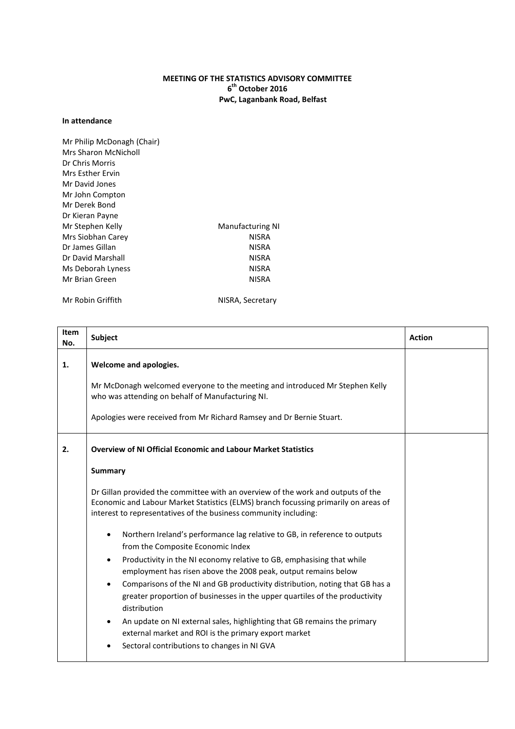**MEETING OF THE STATISTICS ADVISORY COMMITTEE**
**6th October 2016**
**PwC, Laganbank Road, Belfast**

**In attendance**

| | |
|---|---|
| Mr Philip McDonagh (Chair) | |
| Mrs Sharon McNicholl | |
| Dr Chris Morris | |
| Mrs Esther Ervin | |
| Mr David Jones | |
| Mr John Compton | |
| Mr Derek Bond | |
| Dr Kieran Payne | |
| Mr Stephen Kelly | Manufacturing NI |
| Mrs Siobhan Carey | NISRA |
| Dr James Gillan | NISRA |
| Dr David Marshall | NISRA |
| Ms Deborah Lyness | NISRA |
| Mr Brian Green | NISRA |
| Mr Robin Griffith | NISRA, Secretary |

| Item No. | Subject | Action |
|---|---|---|
| **1.** | **Welcome and apologies.**<br><br>Mr McDonagh welcomed everyone to the meeting and introduced Mr Stephen Kelly who was attending on behalf of Manufacturing NI.<br><br>Apologies were received from Mr Richard Ramsey and Dr Bernie Stuart. | |
| **2.** | **Overview of NI Official Economic and Labour Market Statistics**<br><br>**Summary**<br><br>Dr Gillan provided the committee with an overview of the work and outputs of the Economic and Labour Market Statistics (ELMS) branch focussing primarily on areas of interest to representatives of the business community including:<br><br>• Northern Ireland's performance lag relative to GB, in reference to outputs from the Composite Economic Index<br>• Productivity in the NI economy relative to GB, emphasising that while employment has risen above the 2008 peak, output remains below<br>• Comparisons of the NI and GB productivity distribution, noting that GB has a greater proportion of businesses in the upper quartiles of the productivity distribution<br>• An update on NI external sales, highlighting that GB remains the primary external market and ROI is the primary export market<br>• Sectoral contributions to changes in NI GVA | |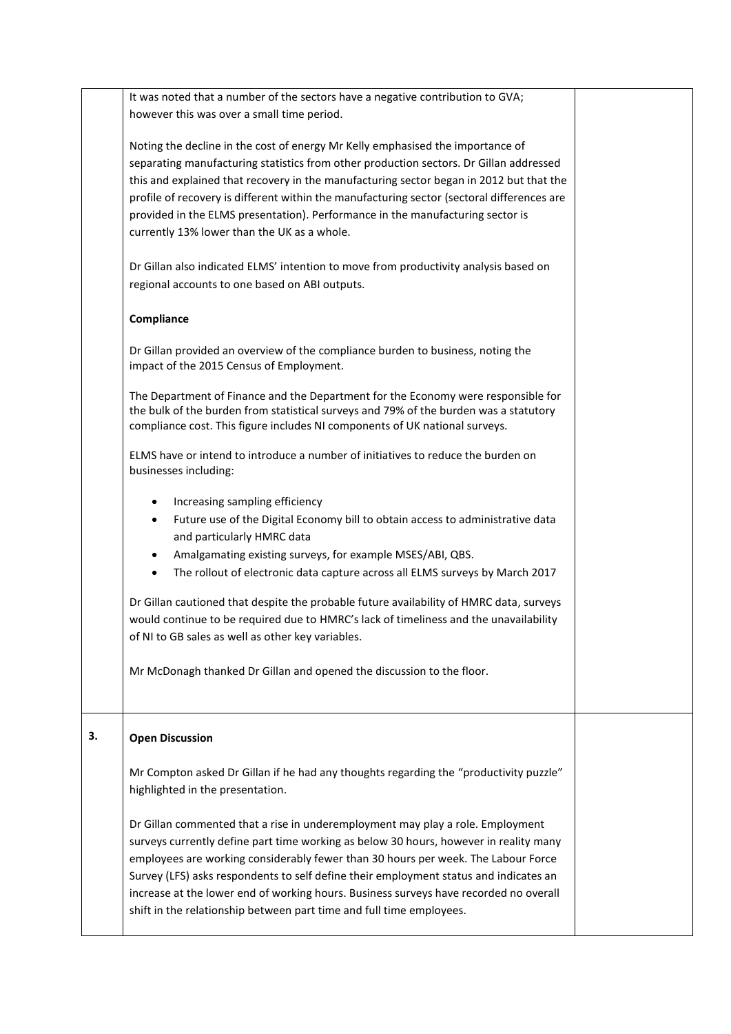| | | |
|---|---|---|
| | It was noted that a number of the sectors have a negative contribution to GVA; however this was over a small time period.<br><br>Noting the decline in the cost of energy Mr Kelly emphasised the importance of separating manufacturing statistics from other production sectors. Dr Gillan addressed this and explained that recovery in the manufacturing sector began in 2012 but that the profile of recovery is different within the manufacturing sector (sectoral differences are provided in the ELMS presentation). Performance in the manufacturing sector is currently 13% lower than the UK as a whole.<br><br>Dr Gillan also indicated ELMS' intention to move from productivity analysis based on regional accounts to one based on ABI outputs.<br><br>**Compliance**<br><br>Dr Gillan provided an overview of the compliance burden to business, noting the impact of the 2015 Census of Employment.<br><br>The Department of Finance and the Department for the Economy were responsible for the bulk of the burden from statistical surveys and 79% of the burden was a statutory compliance cost. This figure includes NI components of UK national surveys.<br><br>ELMS have or intend to introduce a number of initiatives to reduce the burden on businesses including:<br><br>• Increasing sampling efficiency<br>• Future use of the Digital Economy bill to obtain access to administrative data and particularly HMRC data<br>• Amalgamating existing surveys, for example MSES/ABI, QBS.<br>• The rollout of electronic data capture across all ELMS surveys by March 2017<br><br>Dr Gillan cautioned that despite the probable future availability of HMRC data, surveys would continue to be required due to HMRC's lack of timeliness and the unavailability of NI to GB sales as well as other key variables.<br><br>Mr McDonagh thanked Dr Gillan and opened the discussion to the floor. | |
| **3.** | **Open Discussion**<br><br>Mr Compton asked Dr Gillan if he had any thoughts regarding the "productivity puzzle" highlighted in the presentation.<br><br>Dr Gillan commented that a rise in underemployment may play a role. Employment surveys currently define part time working as below 30 hours, however in reality many employees are working considerably fewer than 30 hours per week. The Labour Force Survey (LFS) asks respondents to self define their employment status and indicates an increase at the lower end of working hours. Business surveys have recorded no overall shift in the relationship between part time and full time employees. | |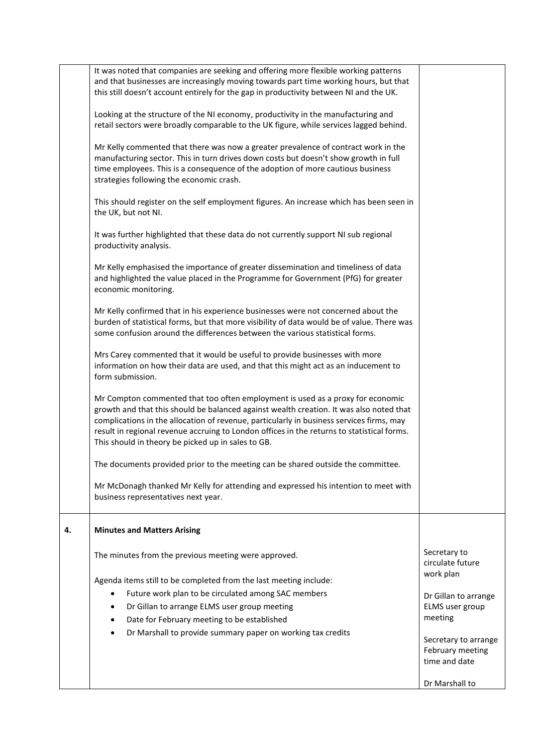| | | |
|---|---|---|
| | It was noted that companies are seeking and offering more flexible working patterns and that businesses are increasingly moving towards part time working hours, but that this still doesn't account entirely for the gap in productivity between NI and the UK.<br><br>Looking at the structure of the NI economy, productivity in the manufacturing and retail sectors were broadly comparable to the UK figure, while services lagged behind.<br><br>Mr Kelly commented that there was now a greater prevalence of contract work in the manufacturing sector. This in turn drives down costs but doesn't show growth in full time employees. This is a consequence of the adoption of more cautious business strategies following the economic crash.<br><br>This should register on the self employment figures. An increase which has been seen in the UK, but not NI.<br><br>It was further highlighted that these data do not currently support NI sub regional productivity analysis.<br><br>Mr Kelly emphasised the importance of greater dissemination and timeliness of data and highlighted the value placed in the Programme for Government (PfG) for greater economic monitoring.<br><br>Mr Kelly confirmed that in his experience businesses were not concerned about the burden of statistical forms, but that more visibility of data would be of value. There was some confusion around the differences between the various statistical forms.<br><br>Mrs Carey commented that it would be useful to provide businesses with more information on how their data are used, and that this might act as an inducement to form submission.<br><br>Mr Compton commented that too often employment is used as a proxy for economic growth and that this should be balanced against wealth creation. It was also noted that complications in the allocation of revenue, particularly in business services firms, may result in regional revenue accruing to London offices in the returns to statistical forms. This should in theory be picked up in sales to GB.<br><br>The documents provided prior to the meeting can be shared outside the committee.<br><br>Mr McDonagh thanked Mr Kelly for attending and expressed his intention to meet with business representatives next year. | |
| **4.** | **Minutes and Matters Arising**<br><br>The minutes from the previous meeting were approved.<br><br>Agenda items still to be completed from the last meeting include:<br>• Future work plan to be circulated among SAC members<br>• Dr Gillan to arrange ELMS user group meeting<br>• Date for February meeting to be established<br>• Dr Marshall to provide summary paper on working tax credits | Secretary to circulate future work plan<br><br>Dr Gillan to arrange ELMS user group meeting<br><br>Secretary to arrange February meeting time and date<br><br>Dr Marshall to |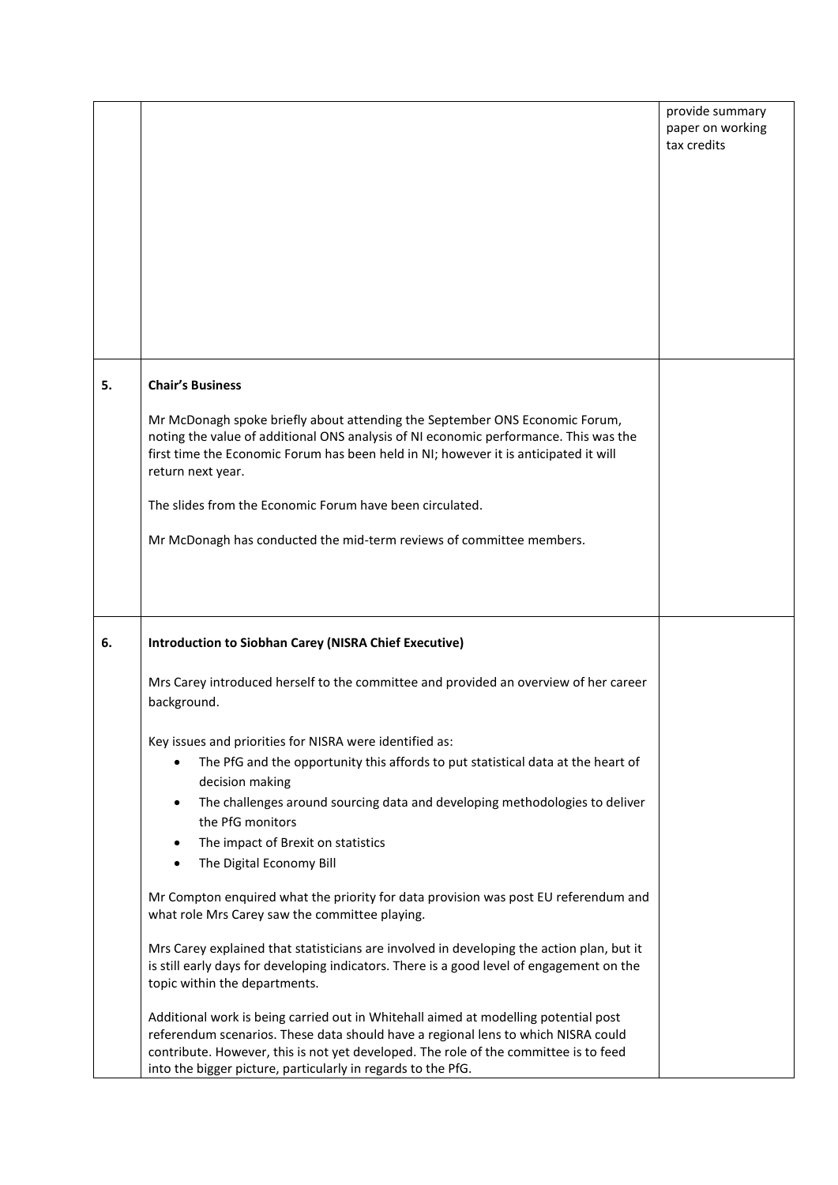| | | |
|---|---|---|
| | | provide summary paper on working tax credits |
| 5. | **Chair's Business**<br><br>Mr McDonagh spoke briefly about attending the September ONS Economic Forum, noting the value of additional ONS analysis of NI economic performance. This was the first time the Economic Forum has been held in NI; however it is anticipated it will return next year.<br><br>The slides from the Economic Forum have been circulated.<br><br>Mr McDonagh has conducted the mid-term reviews of committee members. | |
| 6. | **Introduction to Siobhan Carey (NISRA Chief Executive)**<br><br>Mrs Carey introduced herself to the committee and provided an overview of her career background.<br><br>Key issues and priorities for NISRA were identified as:<br>• The PfG and the opportunity this affords to put statistical data at the heart of decision making<br>• The challenges around sourcing data and developing methodologies to deliver the PfG monitors<br>• The impact of Brexit on statistics<br>• The Digital Economy Bill<br><br>Mr Compton enquired what the priority for data provision was post EU referendum and what role Mrs Carey saw the committee playing.<br><br>Mrs Carey explained that statisticians are involved in developing the action plan, but it is still early days for developing indicators. There is a good level of engagement on the topic within the departments.<br><br>Additional work is being carried out in Whitehall aimed at modelling potential post referendum scenarios. These data should have a regional lens to which NISRA could contribute. However, this is not yet developed. The role of the committee is to feed into the bigger picture, particularly in regards to the PfG. | |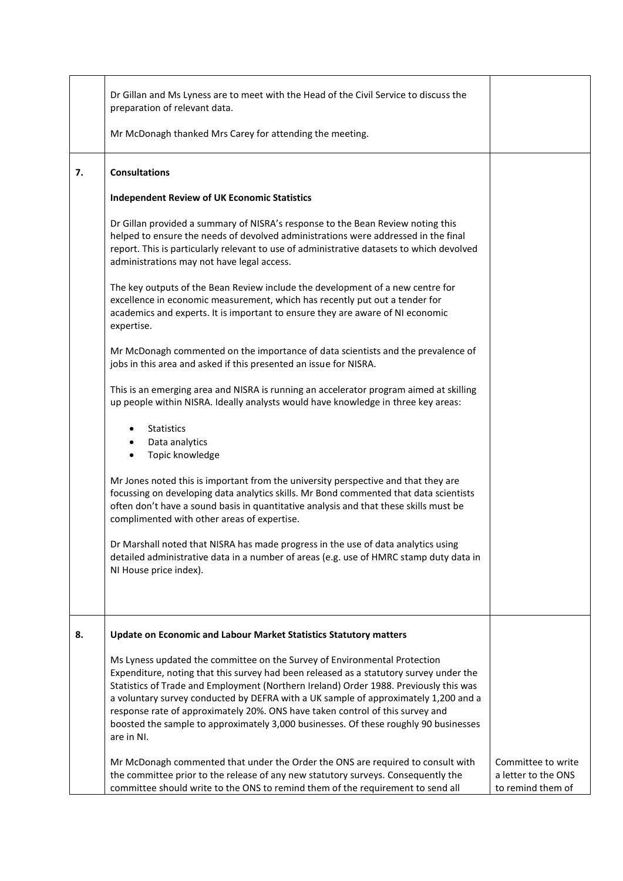|  |  |  |
|---|---|---|
|  | Dr Gillan and Ms Lyness are to meet with the Head of the Civil Service to discuss the preparation of relevant data.<br><br>Mr McDonagh thanked Mrs Carey for attending the meeting. |  |
| **7.** | **Consultations**<br><br>**Independent Review of UK Economic Statistics**<br><br>Dr Gillan provided a summary of NISRA's response to the Bean Review noting this helped to ensure the needs of devolved administrations were addressed in the final report. This is particularly relevant to use of administrative datasets to which devolved administrations may not have legal access.<br><br>The key outputs of the Bean Review include the development of a new centre for excellence in economic measurement, which has recently put out a tender for academics and experts. It is important to ensure they are aware of NI economic expertise.<br><br>Mr McDonagh commented on the importance of data scientists and the prevalence of jobs in this area and asked if this presented an issue for NISRA.<br><br>This is an emerging area and NISRA is running an accelerator program aimed at skilling up people within NISRA. Ideally analysts would have knowledge in three key areas:<br><br>• Statistics<br>• Data analytics<br>• Topic knowledge<br><br>Mr Jones noted this is important from the university perspective and that they are focussing on developing data analytics skills. Mr Bond commented that data scientists often don't have a sound basis in quantitative analysis and that these skills must be complimented with other areas of expertise.<br><br>Dr Marshall noted that NISRA has made progress in the use of data analytics using detailed administrative data in a number of areas (e.g. use of HMRC stamp duty data in NI House price index). |  |
| **8.** | **Update on Economic and Labour Market Statistics Statutory matters**<br><br>Ms Lyness updated the committee on the Survey of Environmental Protection Expenditure, noting that this survey had been released as a statutory survey under the Statistics of Trade and Employment (Northern Ireland) Order 1988. Previously this was a voluntary survey conducted by DEFRA with a UK sample of approximately 1,200 and a response rate of approximately 20%. ONS have taken control of this survey and boosted the sample to approximately 3,000 businesses. Of these roughly 90 businesses are in NI.<br><br>Mr McDonagh commented that under the Order the ONS are required to consult with the committee prior to the release of any new statutory surveys. Consequently the committee should write to the ONS to remind them of the requirement to send all | Committee to write a letter to the ONS to remind them of |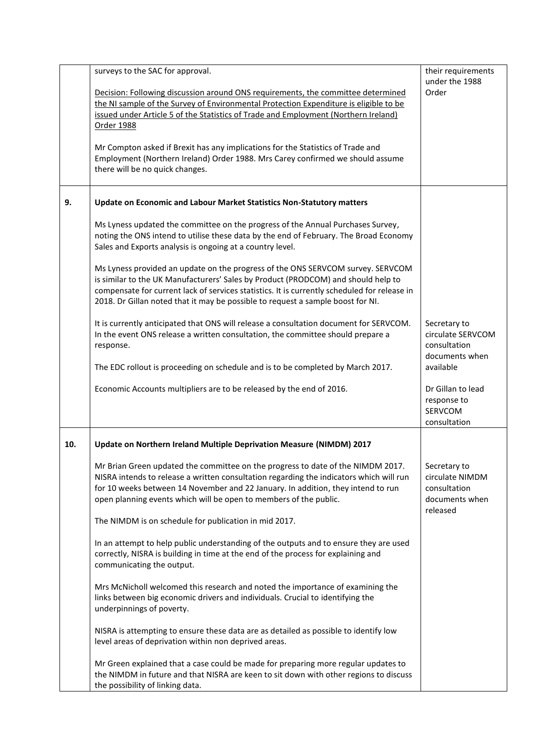| | | |
|---|---|---|
| | surveys to the SAC for approval.<br><br><u>Decision: Following discussion around ONS requirements, the committee determined the NI sample of the Survey of Environmental Protection Expenditure is eligible to be issued under Article 5 of the Statistics of Trade and Employment (Northern Ireland) Order 1988</u><br><br>Mr Compton asked if Brexit has any implications for the Statistics of Trade and Employment (Northern Ireland) Order 1988. Mrs Carey confirmed we should assume there will be no quick changes. | their requirements under the 1988 Order |
| **9.** | **Update on Economic and Labour Market Statistics Non-Statutory matters**<br><br>Ms Lyness updated the committee on the progress of the Annual Purchases Survey, noting the ONS intend to utilise these data by the end of February. The Broad Economy Sales and Exports analysis is ongoing at a country level.<br><br>Ms Lyness provided an update on the progress of the ONS SERVCOM survey. SERVCOM is similar to the UK Manufacturers' Sales by Product (PRODCOM) and should help to compensate for current lack of services statistics. It is currently scheduled for release in 2018. Dr Gillan noted that it may be possible to request a sample boost for NI.<br><br>It is currently anticipated that ONS will release a consultation document for SERVCOM. In the event ONS release a written consultation, the committee should prepare a response.<br><br>The EDC rollout is proceeding on schedule and is to be completed by March 2017.<br><br>Economic Accounts multipliers are to be released by the end of 2016. | Secretary to circulate SERVCOM consultation documents when available<br><br>Dr Gillan to lead response to SERVCOM consultation |
| **10.** | **Update on Northern Ireland Multiple Deprivation Measure (NIMDM) 2017**<br><br>Mr Brian Green updated the committee on the progress to date of the NIMDM 2017. NISRA intends to release a written consultation regarding the indicators which will run for 10 weeks between 14 November and 22 January. In addition, they intend to run open planning events which will be open to members of the public.<br><br>The NIMDM is on schedule for publication in mid 2017.<br><br>In an attempt to help public understanding of the outputs and to ensure they are used correctly, NISRA is building in time at the end of the process for explaining and communicating the output.<br><br>Mrs McNicholl welcomed this research and noted the importance of examining the links between big economic drivers and individuals. Crucial to identifying the underpinnings of poverty.<br><br>NISRA is attempting to ensure these data are as detailed as possible to identify low level areas of deprivation within non deprived areas.<br><br>Mr Green explained that a case could be made for preparing more regular updates to the NIMDM in future and that NISRA are keen to sit down with other regions to discuss the possibility of linking data. | Secretary to circulate NIMDM consultation documents when released |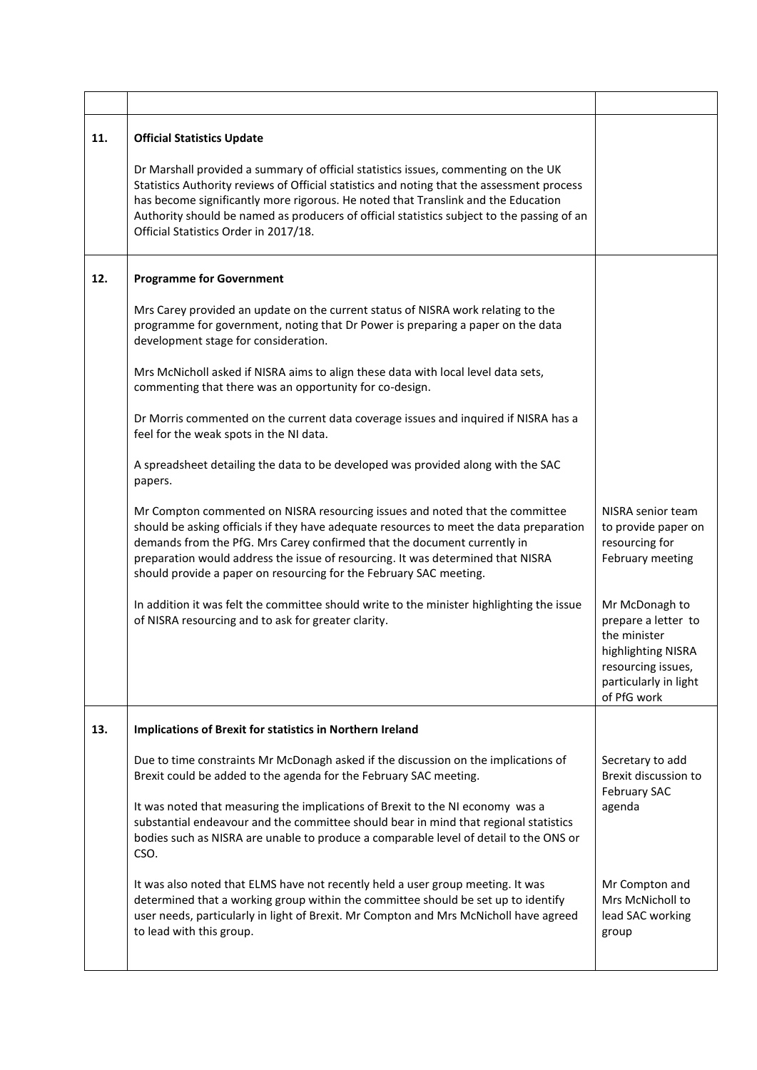| | | |
|---|---|---|
| **11.** | **Official Statistics Update**<br><br>Dr Marshall provided a summary of official statistics issues, commenting on the UK Statistics Authority reviews of Official statistics and noting that the assessment process has become significantly more rigorous. He noted that Translink and the Education Authority should be named as producers of official statistics subject to the passing of an Official Statistics Order in 2017/18. | |
| **12.** | **Programme for Government**<br><br>Mrs Carey provided an update on the current status of NISRA work relating to the programme for government, noting that Dr Power is preparing a paper on the data development stage for consideration.<br><br>Mrs McNicholl asked if NISRA aims to align these data with local level data sets, commenting that there was an opportunity for co-design.<br><br>Dr Morris commented on the current data coverage issues and inquired if NISRA has a feel for the weak spots in the NI data.<br><br>A spreadsheet detailing the data to be developed was provided along with the SAC papers. | |
| | Mr Compton commented on NISRA resourcing issues and noted that the committee should be asking officials if they have adequate resources to meet the data preparation demands from the PfG. Mrs Carey confirmed that the document currently in preparation would address the issue of resourcing. It was determined that NISRA should provide a paper on resourcing for the February SAC meeting. | NISRA senior team to provide paper on resourcing for February meeting |
| | In addition it was felt the committee should write to the minister highlighting the issue of NISRA resourcing and to ask for greater clarity. | Mr McDonagh to prepare a letter to the minister highlighting NISRA resourcing issues, particularly in light of PfG work |
| **13.** | **Implications of Brexit for statistics in Northern Ireland**<br><br>Due to time constraints Mr McDonagh asked if the discussion on the implications of Brexit could be added to the agenda for the February SAC meeting.<br><br>It was noted that measuring the implications of Brexit to the NI economy was a substantial endeavour and the committee should bear in mind that regional statistics bodies such as NISRA are unable to produce a comparable level of detail to the ONS or CSO. | Secretary to add Brexit discussion to February SAC agenda |
| | It was also noted that ELMS have not recently held a user group meeting. It was determined that a working group within the committee should be set up to identify user needs, particularly in light of Brexit. Mr Compton and Mrs McNicholl have agreed to lead with this group. | Mr Compton and Mrs McNicholl to lead SAC working group |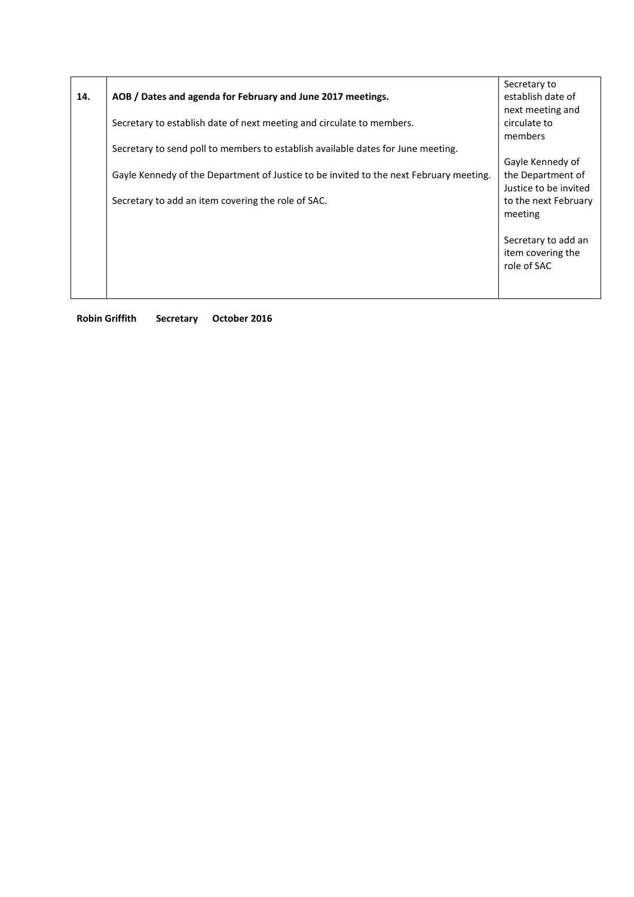| | | |
|---|---|---|
| 14. | **AOB / Dates and agenda for February and June 2017 meetings.**<br><br>Secretary to establish date of next meeting and circulate to members.<br><br>Secretary to send poll to members to establish available dates for June meeting.<br><br>Gayle Kennedy of the Department of Justice to be invited to the next February meeting.<br><br>Secretary to add an item covering the role of SAC. | Secretary to establish date of next meeting and circulate to members<br><br>Gayle Kennedy of the Department of Justice to be invited to the next February meeting<br><br>Secretary to add an item covering the role of SAC |

**Robin Griffith Secretary October 2016**